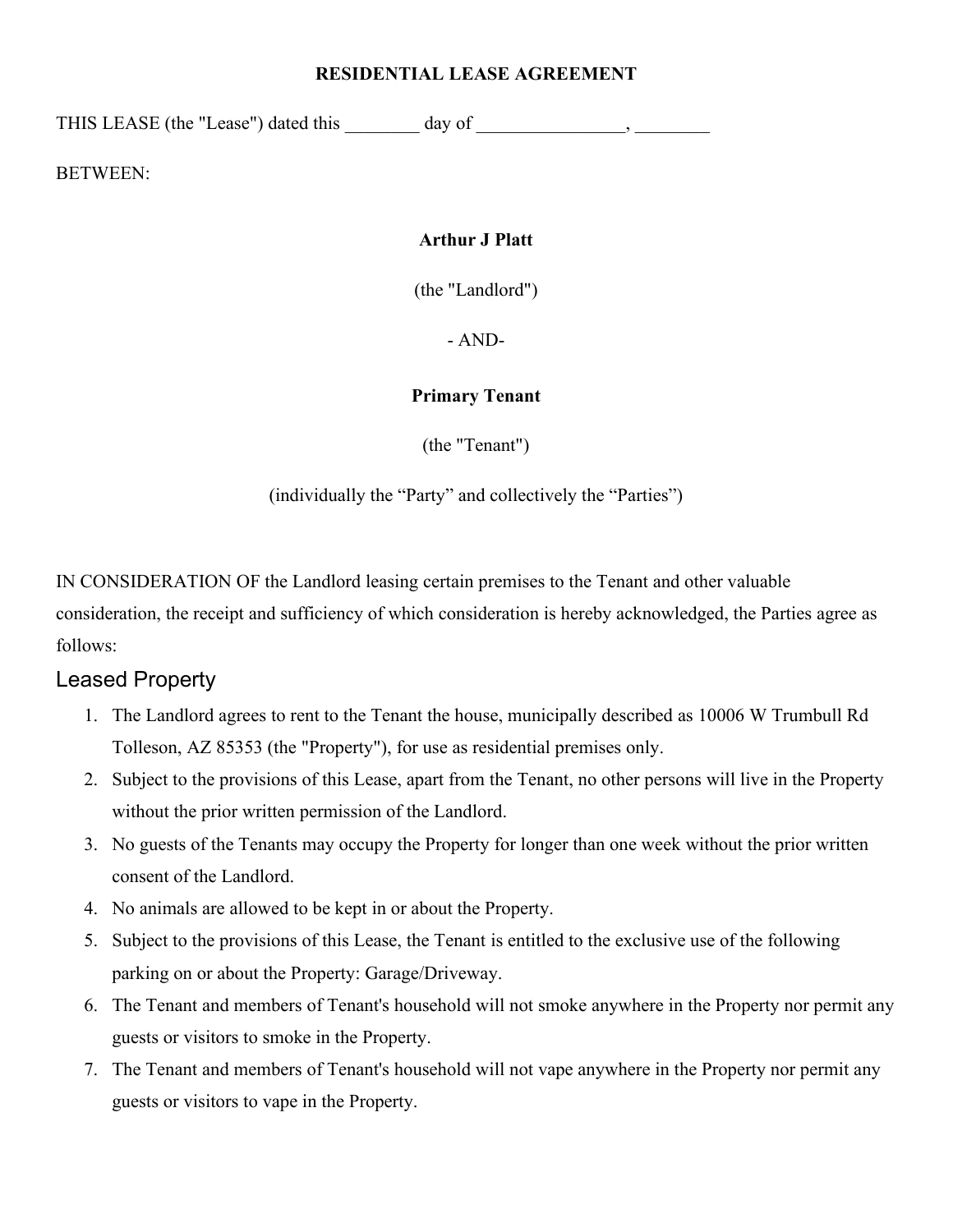# RESIDENTIAL LEASE AGREEMENT

THIS LEASE (the "Lease") dated this ________ day of ________________, ________

BETWEEN:

**Arthur J Platt**

(the "Landlord")

- AND-

**Primary Tenant**

(the "Tenant")

(individually the "Party" and collectively the "Parties")

IN CONSIDERATION OF the Landlord leasing certain premises to the Tenant and other valuable consideration, the receipt and sufficiency of which consideration is hereby acknowledged, the Parties agree as follows:

## Leased Property

1. The Landlord agrees to rent to the Tenant the house, municipally described as 10006 W Trumbull Rd Tolleson, AZ 85353 (the "Property"), for use as residential premises only.
2. Subject to the provisions of this Lease, apart from the Tenant, no other persons will live in the Property without the prior written permission of the Landlord.
3. No guests of the Tenants may occupy the Property for longer than one week without the prior written consent of the Landlord.
4. No animals are allowed to be kept in or about the Property.
5. Subject to the provisions of this Lease, the Tenant is entitled to the exclusive use of the following parking on or about the Property: Garage/Driveway.
6. The Tenant and members of Tenant's household will not smoke anywhere in the Property nor permit any guests or visitors to smoke in the Property.
7. The Tenant and members of Tenant's household will not vape anywhere in the Property nor permit any guests or visitors to vape in the Property.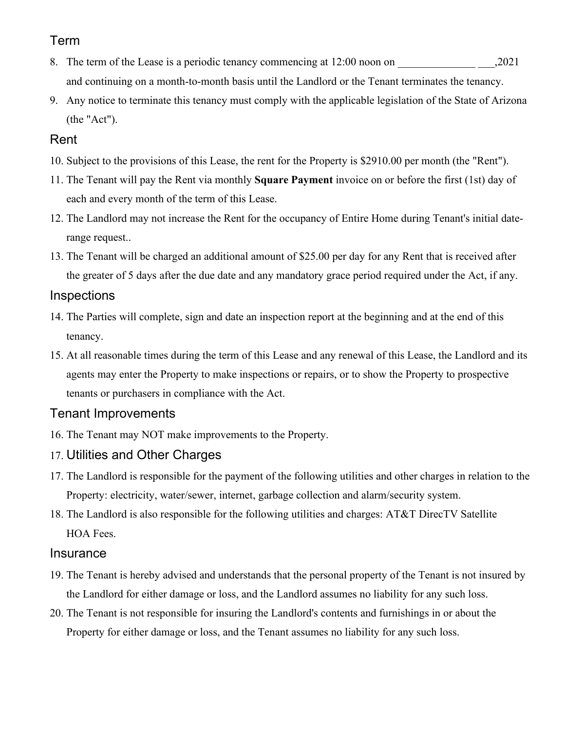## Term

8. The term of the Lease is a periodic tenancy commencing at 12:00 noon on ______________ ___,2021 and continuing on a month-to-month basis until the Landlord or the Tenant terminates the tenancy.
9. Any notice to terminate this tenancy must comply with the applicable legislation of the State of Arizona (the "Act").

## Rent

10. Subject to the provisions of this Lease, the rent for the Property is $2910.00 per month (the "Rent").
11. The Tenant will pay the Rent via monthly **Square Payment** invoice on or before the first (1st) day of each and every month of the term of this Lease.
12. The Landlord may not increase the Rent for the occupancy of Entire Home during Tenant's initial date-range request..
13. The Tenant will be charged an additional amount of $25.00 per day for any Rent that is received after the greater of 5 days after the due date and any mandatory grace period required under the Act, if any.

## Inspections

14. The Parties will complete, sign and date an inspection report at the beginning and at the end of this tenancy.
15. At all reasonable times during the term of this Lease and any renewal of this Lease, the Landlord and its agents may enter the Property to make inspections or repairs, or to show the Property to prospective tenants or purchasers in compliance with the Act.

## Tenant Improvements

16. The Tenant may NOT make improvements to the Property.

## 17. Utilities and Other Charges

17. The Landlord is responsible for the payment of the following utilities and other charges in relation to the Property: electricity, water/sewer, internet, garbage collection and alarm/security system.
18. The Landlord is also responsible for the following utilities and charges: AT&T DirecTV Satellite HOA Fees.

## Insurance

19. The Tenant is hereby advised and understands that the personal property of the Tenant is not insured by the Landlord for either damage or loss, and the Landlord assumes no liability for any such loss.
20. The Tenant is not responsible for insuring the Landlord's contents and furnishings in or about the Property for either damage or loss, and the Tenant assumes no liability for any such loss.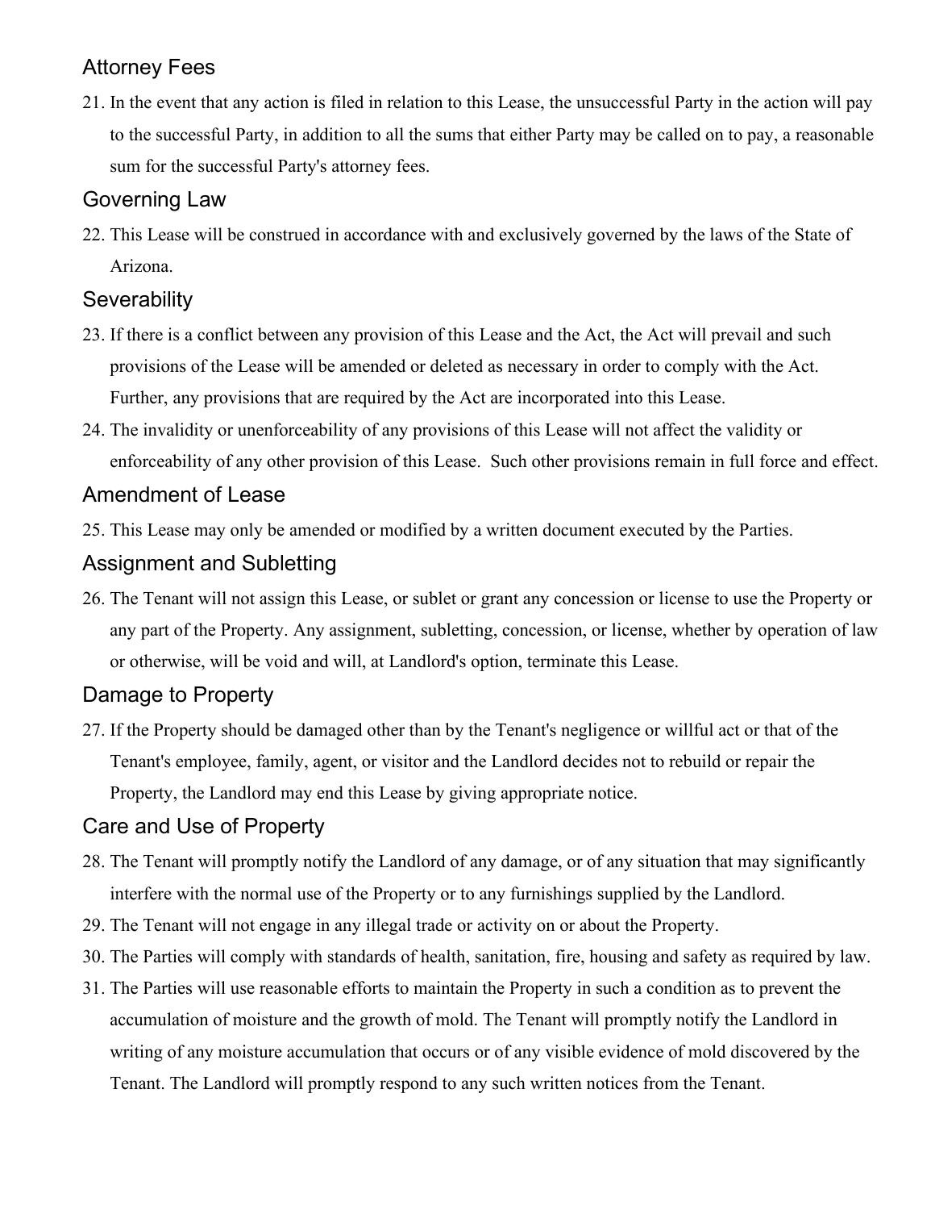## Attorney Fees

21. In the event that any action is filed in relation to this Lease, the unsuccessful Party in the action will pay to the successful Party, in addition to all the sums that either Party may be called on to pay, a reasonable sum for the successful Party's attorney fees.

## Governing Law

22. This Lease will be construed in accordance with and exclusively governed by the laws of the State of Arizona.

## Severability

23. If there is a conflict between any provision of this Lease and the Act, the Act will prevail and such provisions of the Lease will be amended or deleted as necessary in order to comply with the Act. Further, any provisions that are required by the Act are incorporated into this Lease.
24. The invalidity or unenforceability of any provisions of this Lease will not affect the validity or enforceability of any other provision of this Lease. Such other provisions remain in full force and effect.

## Amendment of Lease

25. This Lease may only be amended or modified by a written document executed by the Parties.

## Assignment and Subletting

26. The Tenant will not assign this Lease, or sublet or grant any concession or license to use the Property or any part of the Property. Any assignment, subletting, concession, or license, whether by operation of law or otherwise, will be void and will, at Landlord's option, terminate this Lease.

## Damage to Property

27. If the Property should be damaged other than by the Tenant's negligence or willful act or that of the Tenant's employee, family, agent, or visitor and the Landlord decides not to rebuild or repair the Property, the Landlord may end this Lease by giving appropriate notice.

## Care and Use of Property

28. The Tenant will promptly notify the Landlord of any damage, or of any situation that may significantly interfere with the normal use of the Property or to any furnishings supplied by the Landlord.
29. The Tenant will not engage in any illegal trade or activity on or about the Property.
30. The Parties will comply with standards of health, sanitation, fire, housing and safety as required by law.
31. The Parties will use reasonable efforts to maintain the Property in such a condition as to prevent the accumulation of moisture and the growth of mold. The Tenant will promptly notify the Landlord in writing of any moisture accumulation that occurs or of any visible evidence of mold discovered by the Tenant. The Landlord will promptly respond to any such written notices from the Tenant.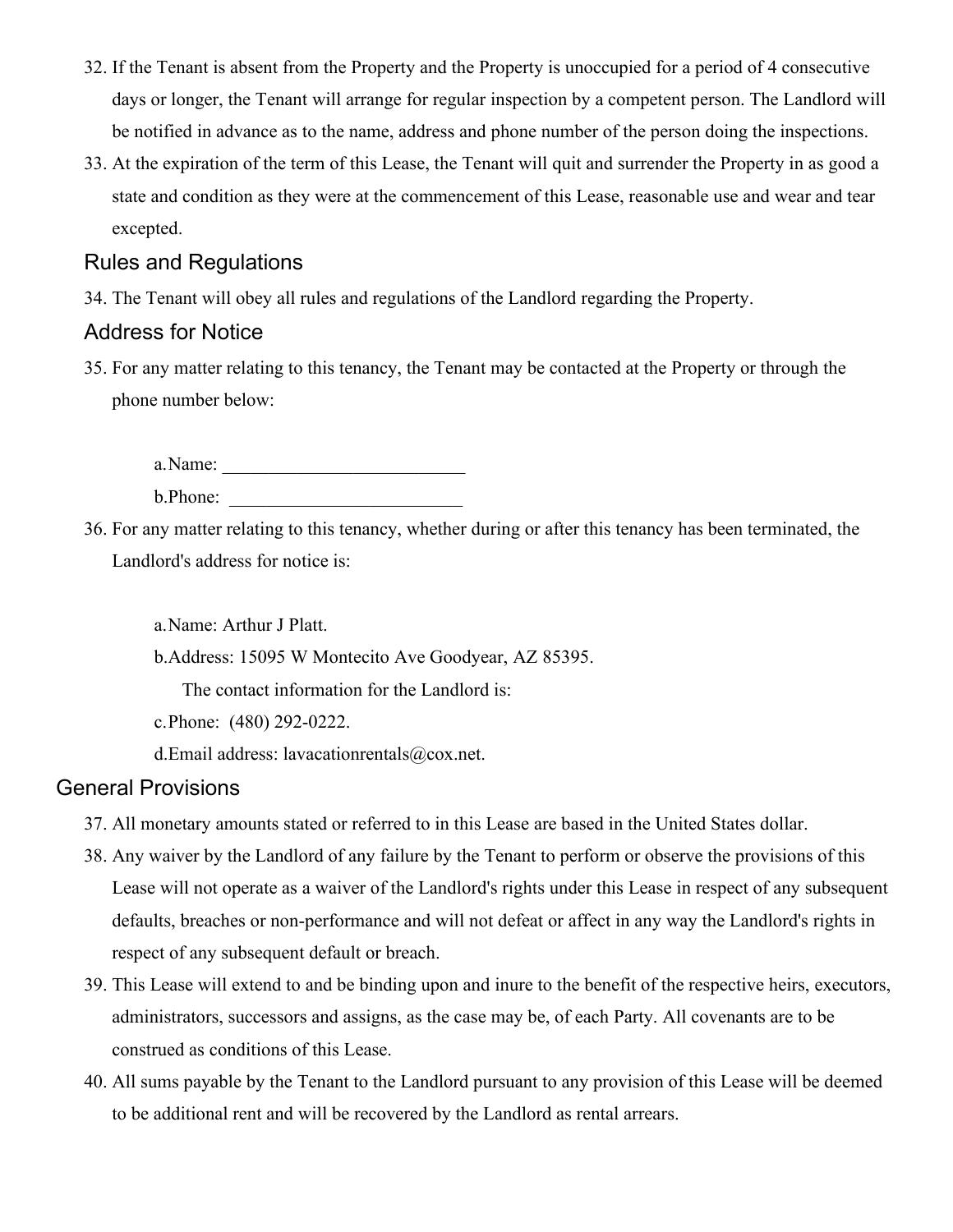32. If the Tenant is absent from the Property and the Property is unoccupied for a period of 4 consecutive days or longer, the Tenant will arrange for regular inspection by a competent person. The Landlord will be notified in advance as to the name, address and phone number of the person doing the inspections.
33. At the expiration of the term of this Lease, the Tenant will quit and surrender the Property in as good a state and condition as they were at the commencement of this Lease, reasonable use and wear and tear excepted.

## Rules and Regulations

34. The Tenant will obey all rules and regulations of the Landlord regarding the Property.

## Address for Notice

35. For any matter relating to this tenancy, the Tenant may be contacted at the Property or through the phone number below:

    a. Name: __________________________

    b. Phone: _________________________

36. For any matter relating to this tenancy, whether during or after this tenancy has been terminated, the Landlord's address for notice is:

    a. Name: Arthur J Platt.

    b. Address: 15095 W Montecito Ave Goodyear, AZ 85395.

    The contact information for the Landlord is:

    c. Phone: (480) 292-0222.

    d. Email address: lavacationrentals@cox.net.

## General Provisions

37. All monetary amounts stated or referred to in this Lease are based in the United States dollar.
38. Any waiver by the Landlord of any failure by the Tenant to perform or observe the provisions of this Lease will not operate as a waiver of the Landlord's rights under this Lease in respect of any subsequent defaults, breaches or non-performance and will not defeat or affect in any way the Landlord's rights in respect of any subsequent default or breach.
39. This Lease will extend to and be binding upon and inure to the benefit of the respective heirs, executors, administrators, successors and assigns, as the case may be, of each Party. All covenants are to be construed as conditions of this Lease.
40. All sums payable by the Tenant to the Landlord pursuant to any provision of this Lease will be deemed to be additional rent and will be recovered by the Landlord as rental arrears.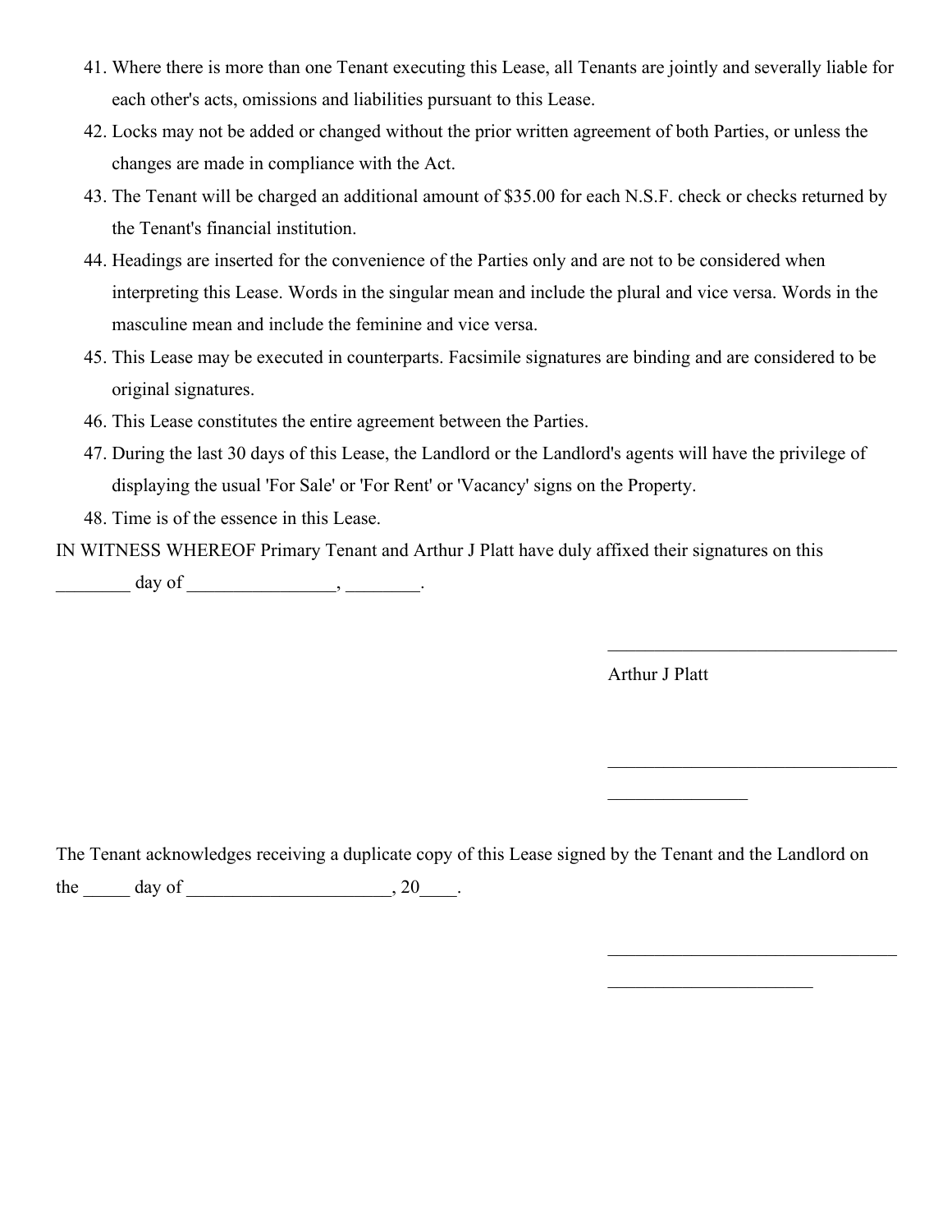41. Where there is more than one Tenant executing this Lease, all Tenants are jointly and severally liable for each other's acts, omissions and liabilities pursuant to this Lease.
42. Locks may not be added or changed without the prior written agreement of both Parties, or unless the changes are made in compliance with the Act.
43. The Tenant will be charged an additional amount of $35.00 for each N.S.F. check or checks returned by the Tenant's financial institution.
44. Headings are inserted for the convenience of the Parties only and are not to be considered when interpreting this Lease. Words in the singular mean and include the plural and vice versa. Words in the masculine mean and include the feminine and vice versa.
45. This Lease may be executed in counterparts. Facsimile signatures are binding and are considered to be original signatures.
46. This Lease constitutes the entire agreement between the Parties.
47. During the last 30 days of this Lease, the Landlord or the Landlord's agents will have the privilege of displaying the usual 'For Sale' or 'For Rent' or 'Vacancy' signs on the Property.
48. Time is of the essence in this Lease.

IN WITNESS WHEREOF Primary Tenant and Arthur J Platt have duly affixed their signatures on this ________ day of ________________, ________.

_______________________________

Arthur J Platt

_______________________________

_______________

The Tenant acknowledges receiving a duplicate copy of this Lease signed by the Tenant and the Landlord on the _____ day of ______________________, 20____.

_______________________________

______________________